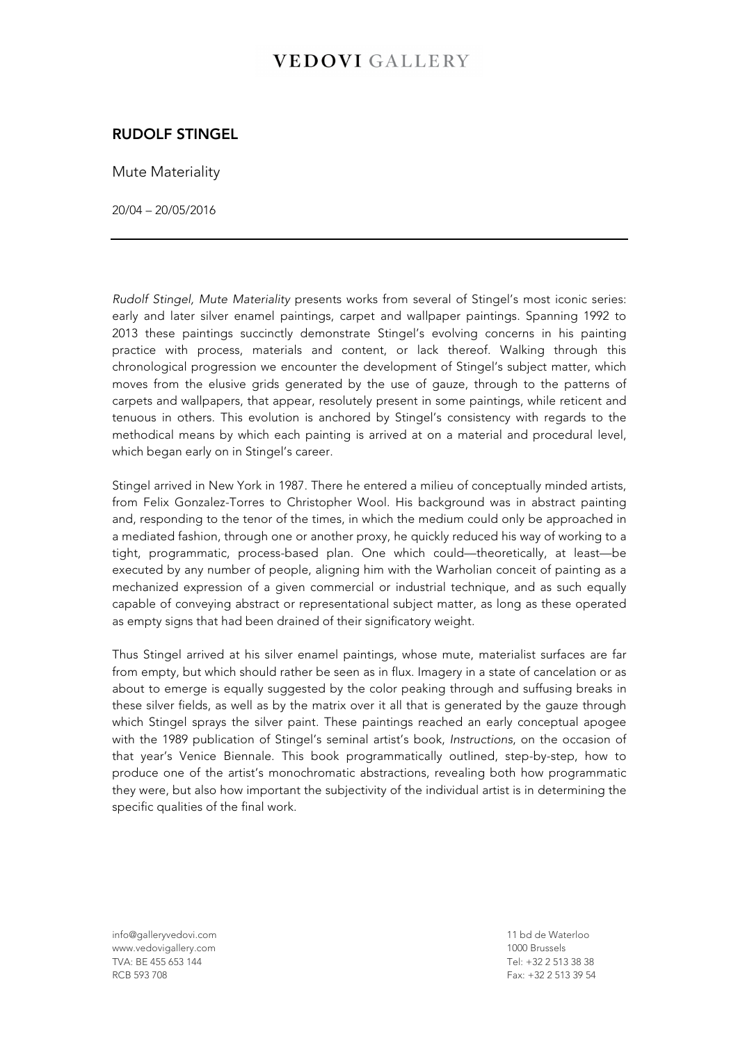# RUDOLF STINGEL

Mute Materiality

20/04 – 20/05/2016

---

*Rudolf Stingel, Mute Materiality* presents works from several of Stingel's most iconic series: early and later silver enamel paintings, carpet and wallpaper paintings. Spanning 1992 to 2013 these paintings succinctly demonstrate Stingel's evolving concerns in his painting practice with process, materials and content, or lack thereof. Walking through this chronological progression we encounter the development of Stingel's subject matter, which moves from the elusive grids generated by the use of gauze, through to the patterns of carpets and wallpapers, that appear, resolutely present in some paintings, while reticent and tenuous in others. This evolution is anchored by Stingel's consistency with regards to the methodical means by which each painting is arrived at on a material and procedural level, which began early on in Stingel's career.

Stingel arrived in New York in 1987. There he entered a milieu of conceptually minded artists, from Felix Gonzalez-Torres to Christopher Wool. His background was in abstract painting and, responding to the tenor of the times, in which the medium could only be approached in a mediated fashion, through one or another proxy, he quickly reduced his way of working to a tight, programmatic, process-based plan. One which could—theoretically, at least—be executed by any number of people, aligning him with the Warholian conceit of painting as a mechanized expression of a given commercial or industrial technique, and as such equally capable of conveying abstract or representational subject matter, as long as these operated as empty signs that had been drained of their significatory weight.

Thus Stingel arrived at his silver enamel paintings, whose mute, materialist surfaces are far from empty, but which should rather be seen as in flux. Imagery in a state of cancelation or as about to emerge is equally suggested by the color peaking through and suffusing breaks in these silver fields, as well as by the matrix over it all that is generated by the gauze through which Stingel sprays the silver paint. These paintings reached an early conceptual apogee with the 1989 publication of Stingel's seminal artist's book, *Instructions*, on the occasion of that year's Venice Biennale. This book programmatically outlined, step-by-step, how to produce one of the artist's monochromatic abstractions, revealing both how programmatic they were, but also how important the subjectivity of the individual artist is in determining the specific qualities of the final work.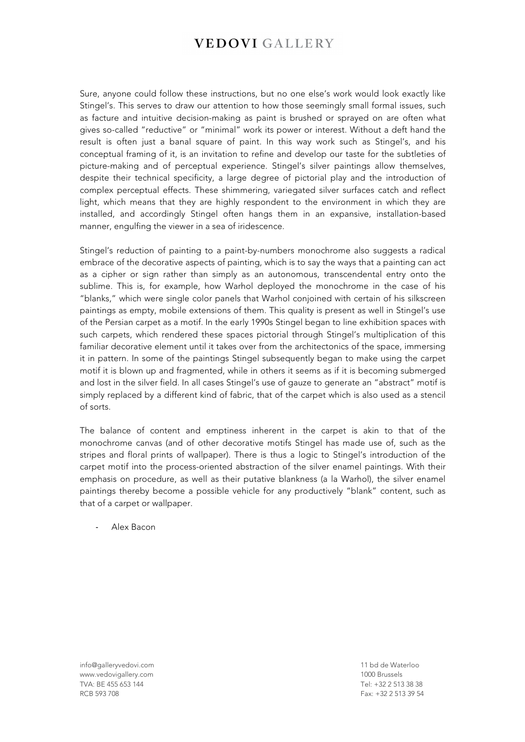Sure, anyone could follow these instructions, but no one else's work would look exactly like Stingel's. This serves to draw our attention to how those seemingly small formal issues, such as facture and intuitive decision-making as paint is brushed or sprayed on are often what gives so-called "reductive" or "minimal" work its power or interest. Without a deft hand the result is often just a banal square of paint. In this way work such as Stingel's, and his conceptual framing of it, is an invitation to refine and develop our taste for the subtleties of picture-making and of perceptual experience. Stingel's silver paintings allow themselves, despite their technical specificity, a large degree of pictorial play and the introduction of complex perceptual effects. These shimmering, variegated silver surfaces catch and reflect light, which means that they are highly respondent to the environment in which they are installed, and accordingly Stingel often hangs them in an expansive, installation-based manner, engulfing the viewer in a sea of iridescence.

Stingel's reduction of painting to a paint-by-numbers monochrome also suggests a radical embrace of the decorative aspects of painting, which is to say the ways that a painting can act as a cipher or sign rather than simply as an autonomous, transcendental entry onto the sublime. This is, for example, how Warhol deployed the monochrome in the case of his "blanks," which were single color panels that Warhol conjoined with certain of his silkscreen paintings as empty, mobile extensions of them. This quality is present as well in Stingel's use of the Persian carpet as a motif. In the early 1990s Stingel began to line exhibition spaces with such carpets, which rendered these spaces pictorial through Stingel's multiplication of this familiar decorative element until it takes over from the architectonics of the space, immersing it in pattern. In some of the paintings Stingel subsequently began to make using the carpet motif it is blown up and fragmented, while in others it seems as if it is becoming submerged and lost in the silver field. In all cases Stingel's use of gauze to generate an "abstract" motif is simply replaced by a different kind of fabric, that of the carpet which is also used as a stencil of sorts.

The balance of content and emptiness inherent in the carpet is akin to that of the monochrome canvas (and of other decorative motifs Stingel has made use of, such as the stripes and floral prints of wallpaper). There is thus a logic to Stingel's introduction of the carpet motif into the process-oriented abstraction of the silver enamel paintings. With their emphasis on procedure, as well as their putative blankness (a la Warhol), the silver enamel paintings thereby become a possible vehicle for any productively "blank" content, such as that of a carpet or wallpaper.

- Alex Bacon